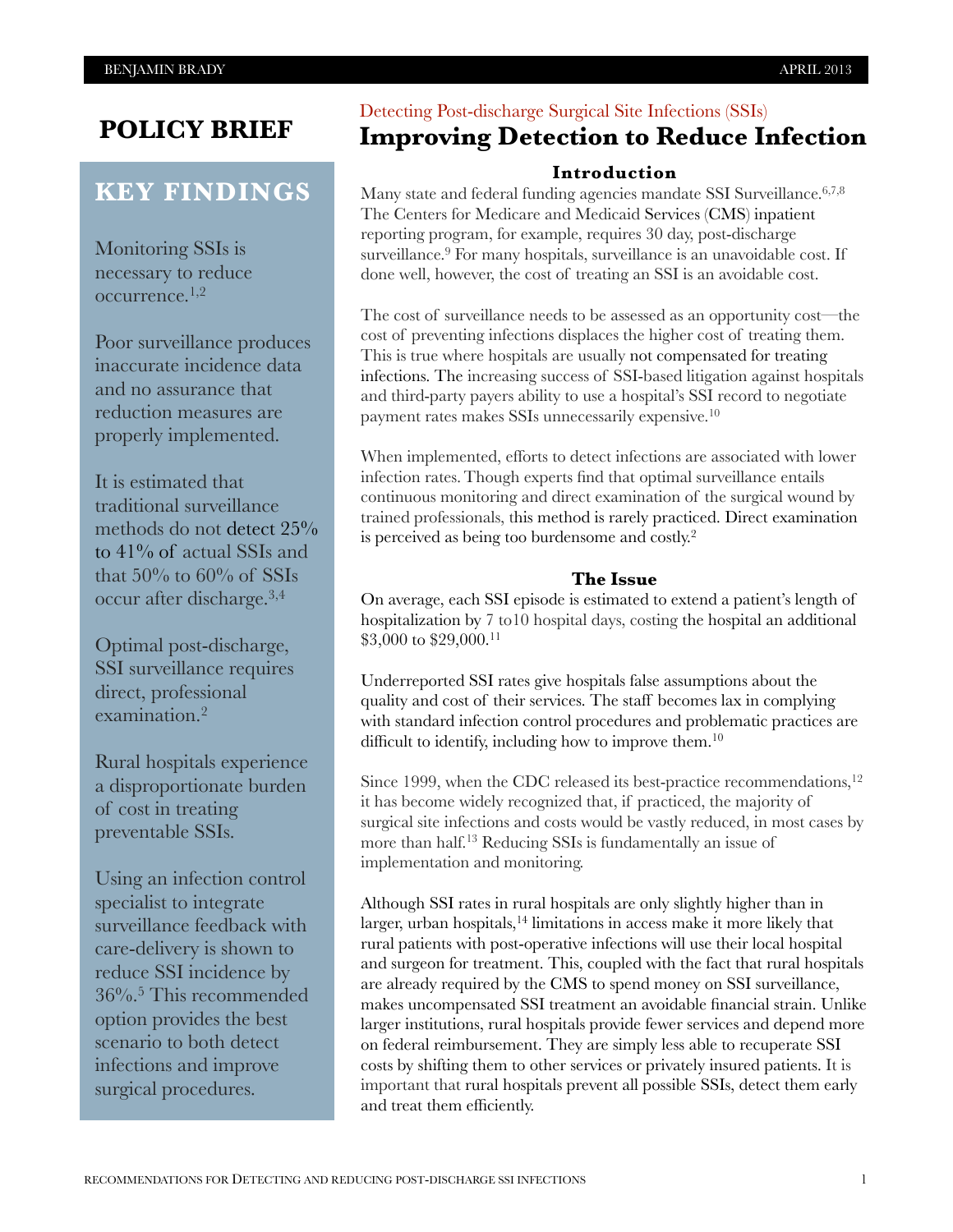# POLICY BRIEF

## KEY FINDINGS

Monitoring SSIs is necessary to reduce occurrence.[1,2]

Poor surveillance produces inaccurate incidence data and no assurance that reduction measures are properly implemented.

It is estimated that traditional surveillance methods do not detect 25% to 41% of actual SSIs and that 50% to 60% of SSIs occur after discharge.[3,4]

Optimal post-discharge, SSI surveillance requires direct, professional examination.[2]

Rural hospitals experience a disproportionate burden of cost in treating preventable SSIs.

Using an infection control specialist to integrate surveillance feedback with care-delivery is shown to reduce SSI incidence by 36%.[5] This recommended option provides the best scenario to both detect infections and improve surgical procedures.

Detecting Post-discharge Surgical Site Infections (SSIs)

# Improving Detection to Reduce Infection

### Introduction

Many state and federal funding agencies mandate SSI Surveillance.[6,7,8] The Centers for Medicare and Medicaid Services (CMS) inpatient reporting program, for example, requires 30 day, post-discharge surveillance.[9] For many hospitals, surveillance is an unavoidable cost. If done well, however, the cost of treating an SSI is an avoidable cost.

The cost of surveillance needs to be assessed as an opportunity cost—the cost of preventing infections displaces the higher cost of treating them. This is true where hospitals are usually not compensated for treating infections. The increasing success of SSI-based litigation against hospitals and third-party payers ability to use a hospital's SSI record to negotiate payment rates makes SSIs unnecessarily expensive.[10]

When implemented, efforts to detect infections are associated with lower infection rates. Though experts find that optimal surveillance entails continuous monitoring and direct examination of the surgical wound by trained professionals, this method is rarely practiced. Direct examination is perceived as being too burdensome and costly.[2]

### The Issue

On average, each SSI episode is estimated to extend a patient's length of hospitalization by 7 to10 hospital days, costing the hospital an additional $3,000 to $29,000.[11]

Underreported SSI rates give hospitals false assumptions about the quality and cost of their services. The staff becomes lax in complying with standard infection control procedures and problematic practices are difficult to identify, including how to improve them.[10]

Since 1999, when the CDC released its best-practice recommendations,[12] it has become widely recognized that, if practiced, the majority of surgical site infections and costs would be vastly reduced, in most cases by more than half.[13] Reducing SSIs is fundamentally an issue of implementation and monitoring.

Although SSI rates in rural hospitals are only slightly higher than in larger, urban hospitals,[14] limitations in access make it more likely that rural patients with post-operative infections will use their local hospital and surgeon for treatment. This, coupled with the fact that rural hospitals are already required by the CMS to spend money on SSI surveillance, makes uncompensated SSI treatment an avoidable financial strain. Unlike larger institutions, rural hospitals provide fewer services and depend more on federal reimbursement. They are simply less able to recuperate SSI costs by shifting them to other services or privately insured patients. It is important that rural hospitals prevent all possible SSIs, detect them early and treat them efficiently.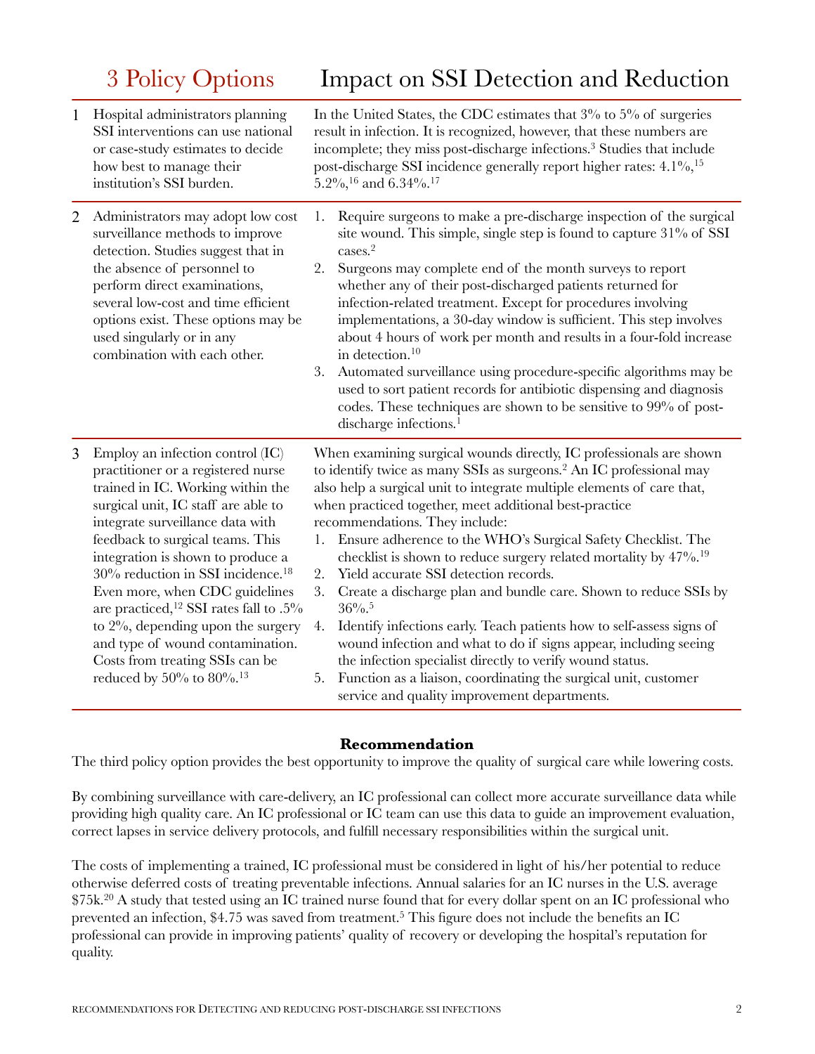| 3 Policy Options | Impact on SSI Detection and Reduction |
|---|---|
| 1 Hospital administrators planning SSI interventions can use national or case-study estimates to decide how best to manage their institution's SSI burden. | In the United States, the CDC estimates that 3% to 5% of surgeries result in infection. It is recognized, however, that these numbers are incomplete; they miss post-discharge infections.[3] Studies that include post-discharge SSI incidence generally report higher rates: 4.1%,[15] 5.2%,[16] and 6.34%.[17] |
| 2 Administrators may adopt low cost surveillance methods to improve detection. Studies suggest that in the absence of personnel to perform direct examinations, several low-cost and time efficient options exist. These options may be used singularly or in any combination with each other. | 1. Require surgeons to make a pre-discharge inspection of the surgical site wound. This simple, single step is found to capture 31% of SSI cases.[2]<br>2. Surgeons may complete end of the month surveys to report whether any of their post-discharged patients returned for infection-related treatment. Except for procedures involving implementations, a 30-day window is sufficient. This step involves about 4 hours of work per month and results in a four-fold increase in detection.[10]<br>3. Automated surveillance using procedure-specific algorithms may be used to sort patient records for antibiotic dispensing and diagnosis codes. These techniques are shown to be sensitive to 99% of post-discharge infections.[1] |
| 3 Employ an infection control (IC) practitioner or a registered nurse trained in IC. Working within the surgical unit, IC staff are able to integrate surveillance data with feedback to surgical teams. This integration is shown to produce a 30% reduction in SSI incidence.[18] Even more, when CDC guidelines are practiced,[12] SSI rates fall to .5% to 2%, depending upon the surgery and type of wound contamination. Costs from treating SSIs can be reduced by 50% to 80%.[13] | When examining surgical wounds directly, IC professionals are shown to identify twice as many SSIs as surgeons.[2] An IC professional may also help a surgical unit to integrate multiple elements of care that, when practiced together, meet additional best-practice recommendations. They include:<br>1. Ensure adherence to the WHO's Surgical Safety Checklist. The checklist is shown to reduce surgery related mortality by 47%.[19]<br>2. Yield accurate SSI detection records.<br>3. Create a discharge plan and bundle care. Shown to reduce SSIs by 36%.[5]<br>4. Identify infections early. Teach patients how to self-assess signs of wound infection and what to do if signs appear, including seeing the infection specialist directly to verify wound status.<br>5. Function as a liaison, coordinating the surgical unit, customer service and quality improvement departments. |

**Recommendation**

The third policy option provides the best opportunity to improve the quality of surgical care while lowering costs.

By combining surveillance with care-delivery, an IC professional can collect more accurate surveillance data while providing high quality care. An IC professional or IC team can use this data to guide an improvement evaluation, correct lapses in service delivery protocols, and fulfill necessary responsibilities within the surgical unit.

The costs of implementing a trained, IC professional must be considered in light of his/her potential to reduce otherwise deferred costs of treating preventable infections. Annual salaries for an IC nurses in the U.S. average $75k.[20] A study that tested using an IC trained nurse found that for every dollar spent on an IC professional who prevented an infection, $4.75 was saved from treatment.[5] This figure does not include the benefits an IC professional can provide in improving patients' quality of recovery or developing the hospital's reputation for quality.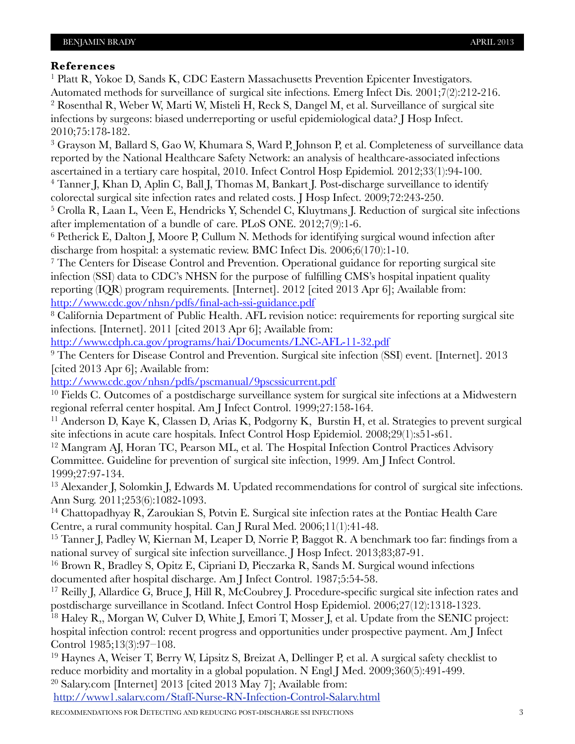**References**

[1] Platt R, Yokoe D, Sands K, CDC Eastern Massachusetts Prevention Epicenter Investigators. Automated methods for surveillance of surgical site infections. Emerg Infect Dis. 2001;7(2):212-216.
[2] Rosenthal R, Weber W, Marti W, Misteli H, Reck S, Dangel M, et al. Surveillance of surgical site infections by surgeons: biased underreporting or useful epidemiological data? J Hosp Infect. 2010;75:178-182.
[3] Grayson M, Ballard S, Gao W, Khumara S, Ward P, Johnson P, et al. Completeness of surveillance data reported by the National Healthcare Safety Network: an analysis of healthcare-associated infections ascertained in a tertiary care hospital, 2010. Infect Control Hosp Epidemiol. 2012;33(1):94-100.
[4] Tanner J, Khan D, Aplin C, Ball J, Thomas M, Bankart J. Post-discharge surveillance to identify colorectal surgical site infection rates and related costs. J Hosp Infect. 2009;72:243-250.
[5] Crolla R, Laan L, Veen E, Hendricks Y, Schendel C, Kluytmans J. Reduction of surgical site infections after implementation of a bundle of care. PLoS ONE. 2012;7(9):1-6.
[6] Petherick E, Dalton J, Moore P, Cullum N. Methods for identifying surgical wound infection after discharge from hospital: a systematic review. BMC Infect Dis. 2006;6(170):1-10.
[7] The Centers for Disease Control and Prevention. Operational guidance for reporting surgical site infection (SSI) data to CDC's NHSN for the purpose of fulfilling CMS's hospital inpatient quality reporting (IQR) program requirements. [Internet]. 2012 [cited 2013 Apr 6]; Available from: http://www.cdc.gov/nhsn/pdfs/final-ach-ssi-guidance.pdf
[8] California Department of Public Health. AFL revision notice: requirements for reporting surgical site infections. [Internet]. 2011 [cited 2013 Apr 6]; Available from: http://www.cdph.ca.gov/programs/hai/Documents/LNC-AFL-11-32.pdf
[9] The Centers for Disease Control and Prevention. Surgical site infection (SSI) event. [Internet]. 2013 [cited 2013 Apr 6]; Available from: http://www.cdc.gov/nhsn/pdfs/pscmanual/9pscssicurrent.pdf
[10] Fields C. Outcomes of a postdischarge surveillance system for surgical site infections at a Midwestern regional referral center hospital. Am J Infect Control. 1999;27:158-164.
[11] Anderson D, Kaye K, Classen D, Arias K, Podgorny K, Burstin H, et al. Strategies to prevent surgical site infections in acute care hospitals. Infect Control Hosp Epidemiol. 2008;29(1):s51-s61.
[12] Mangram AJ, Horan TC, Pearson ML, et al. The Hospital Infection Control Practices Advisory Committee. Guideline for prevention of surgical site infection, 1999. Am J Infect Control. 1999;27:97-134.
[13] Alexander J, Solomkin J, Edwards M. Updated recommendations for control of surgical site infections. Ann Surg. 2011;253(6):1082-1093.
[14] Chattopadhyay R, Zaroukian S, Potvin E. Surgical site infection rates at the Pontiac Health Care Centre, a rural community hospital. Can J Rural Med. 2006;11(1):41-48.
[15] Tanner J, Padley W, Kiernan M, Leaper D, Norrie P, Baggot R. A benchmark too far: findings from a national survey of surgical site infection surveillance. J Hosp Infect. 2013;83;87-91.
[16] Brown R, Bradley S, Opitz E, Cipriani D, Pieczarka R, Sands M. Surgical wound infections documented after hospital discharge. Am J Infect Control. 1987;5:54-58.
[17] Reilly J, Allardice G, Bruce J, Hill R, McCoubrey J. Procedure-specific surgical site infection rates and postdischarge surveillance in Scotland. Infect Control Hosp Epidemiol. 2006;27(12):1318-1323.
[18] Haley R,, Morgan W, Culver D, White J, Emori T, Mosser J, et al. Update from the SENIC project: hospital infection control: recent progress and opportunities under prospective payment. Am J Infect Control 1985;13(3):97–108.
[19] Haynes A, Weiser T, Berry W, Lipsitz S, Breizat A, Dellinger P, et al. A surgical safety checklist to reduce morbidity and mortality in a global population. N Engl J Med. 2009;360(5):491-499.
[20] Salary.com [Internet] 2013 [cited 2013 May 7]; Available from: http://www1.salary.com/Staff-Nurse-RN-Infection-Control-Salary.html